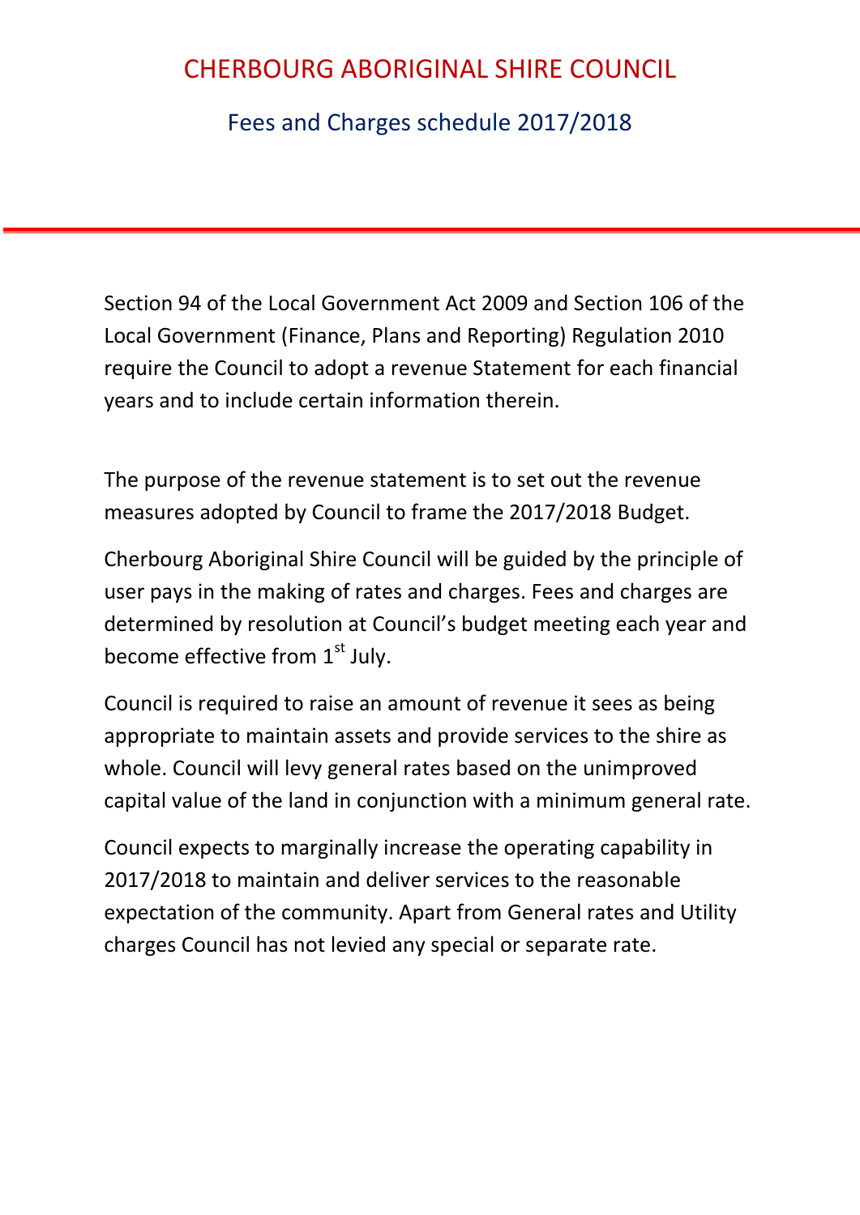# CHERBOURG ABORIGINAL SHIRE COUNCIL

## Fees and Charges schedule 2017/2018

Section 94 of the Local Government Act 2009 and Section 106 of the Local Government (Finance, Plans and Reporting) Regulation 2010 require the Council to adopt a revenue Statement for each financial years and to include certain information therein.

The purpose of the revenue statement is to set out the revenue measures adopted by Council to frame the 2017/2018 Budget.

Cherbourg Aboriginal Shire Council will be guided by the principle of user pays in the making of rates and charges. Fees and charges are determined by resolution at Council's budget meeting each year and become effective from 1st July.

Council is required to raise an amount of revenue it sees as being appropriate to maintain assets and provide services to the shire as whole. Council will levy general rates based on the unimproved capital value of the land in conjunction with a minimum general rate.

Council expects to marginally increase the operating capability in 2017/2018 to maintain and deliver services to the reasonable expectation of the community. Apart from General rates and Utility charges Council has not levied any special or separate rate.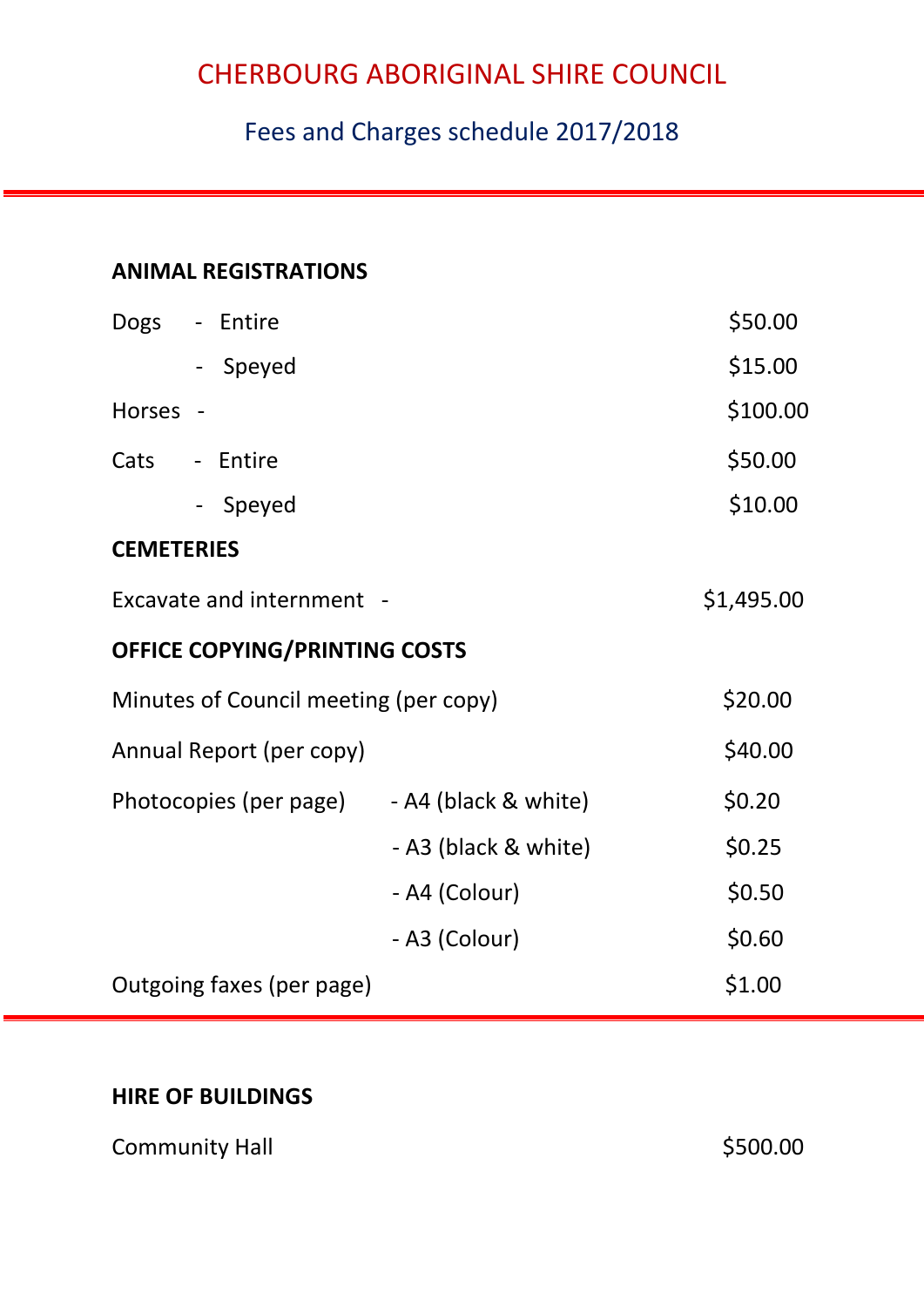# CHERBOURG ABORIGINAL SHIRE COUNCIL

## Fees and Charges schedule 2017/2018

---

### ANIMAL REGISTRATIONS

| | | |
|---|---|---|
| Dogs | - Entire | $50.00 |
| | - Speyed | $15.00 |
| Horses | - | $100.00 |
| Cats | - Entire | $50.00 |
| | - Speyed | $10.00 |

### CEMETERIES

| | |
|---|---|
| Excavate and internment - | $1,495.00 |

### OFFICE COPYING/PRINTING COSTS

| | | |
|---|---|---|
| Minutes of Council meeting (per copy) | | $20.00 |
| Annual Report (per copy) | | $40.00 |
| Photocopies (per page) | - A4 (black & white) | $0.20 |
| | - A3 (black & white) | $0.25 |
| | - A4 (Colour) | $0.50 |
| | - A3 (Colour) | $0.60 |
| Outgoing faxes (per page) | | $1.00 |

---

### HIRE OF BUILDINGS

| | |
|---|---|
| Community Hall | $500.00 |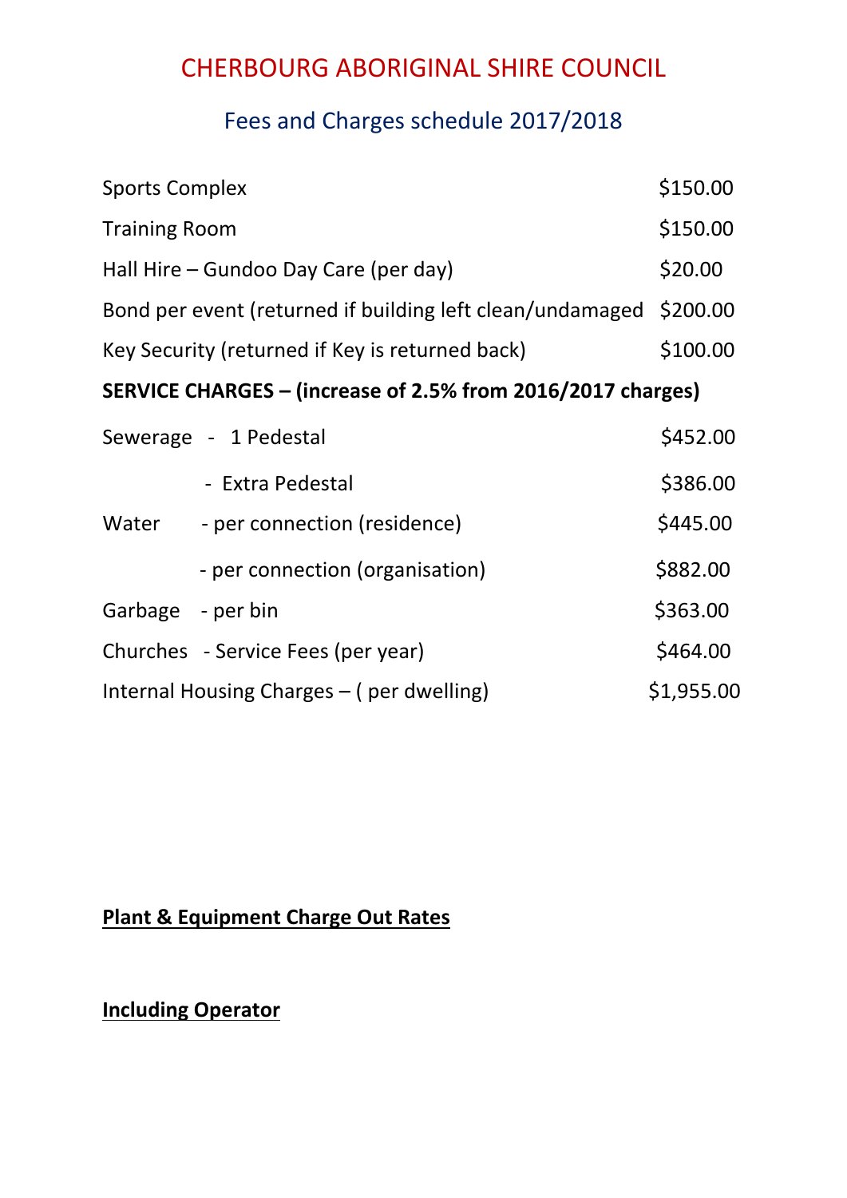# CHERBOURG ABORIGINAL SHIRE COUNCIL

## Fees and Charges schedule 2017/2018

| | |
|---|---|
| Sports Complex | $150.00 |
| Training Room | $150.00 |
| Hall Hire – Gundoo Day Care (per day) | $20.00 |
| Bond per event (returned if building left clean/undamaged | $200.00 |
| Key Security (returned if Key is returned back) | $100.00 |

**SERVICE CHARGES – (increase of 2.5% from 2016/2017 charges)**

| | | |
|---|---|---|
| Sewerage | - 1 Pedestal | $452.00 |
| | - Extra Pedestal | $386.00 |
| Water | - per connection (residence) | $445.00 |
| | - per connection (organisation) | $882.00 |
| Garbage | - per bin | $363.00 |
| Churches | - Service Fees (per year) | $464.00 |
| Internal Housing Charges – ( per dwelling) | | $1,955.00 |

**Plant & Equipment Charge Out Rates**

**Including Operator**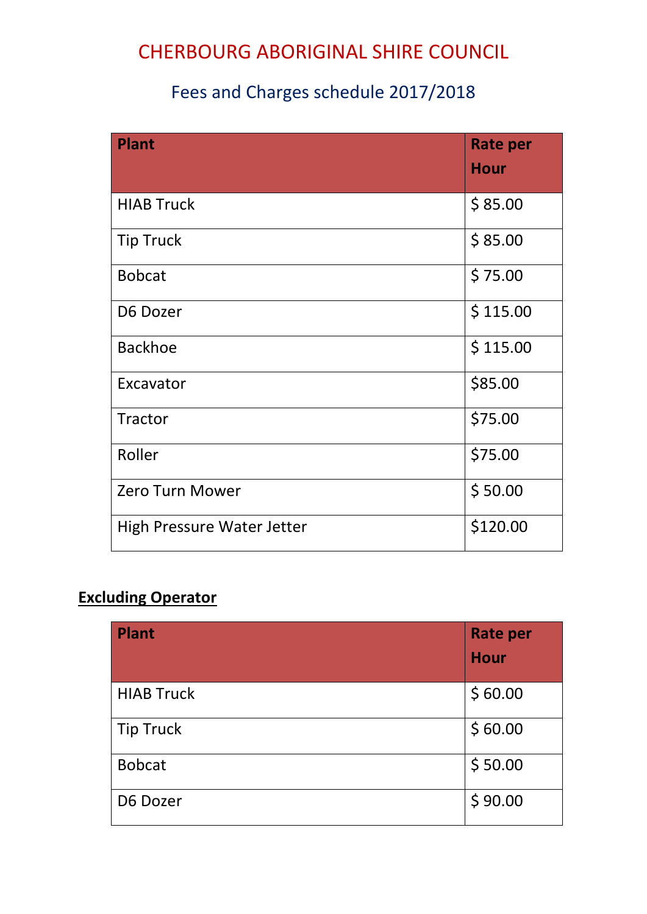# CHERBOURG ABORIGINAL SHIRE COUNCIL

## Fees and Charges schedule 2017/2018

| Plant | Rate per Hour |
|---|---|
| HIAB Truck | $ 85.00 |
| Tip Truck | $ 85.00 |
| Bobcat | $ 75.00 |
| D6 Dozer | $ 115.00 |
| Backhoe | $ 115.00 |
| Excavator | $85.00 |
| Tractor | $75.00 |
| Roller | $75.00 |
| Zero Turn Mower | $ 50.00 |
| High Pressure Water Jetter | $120.00 |

**Excluding Operator**

| Plant | Rate per Hour |
|---|---|
| HIAB Truck | $ 60.00 |
| Tip Truck | $ 60.00 |
| Bobcat | $ 50.00 |
| D6 Dozer | $ 90.00 |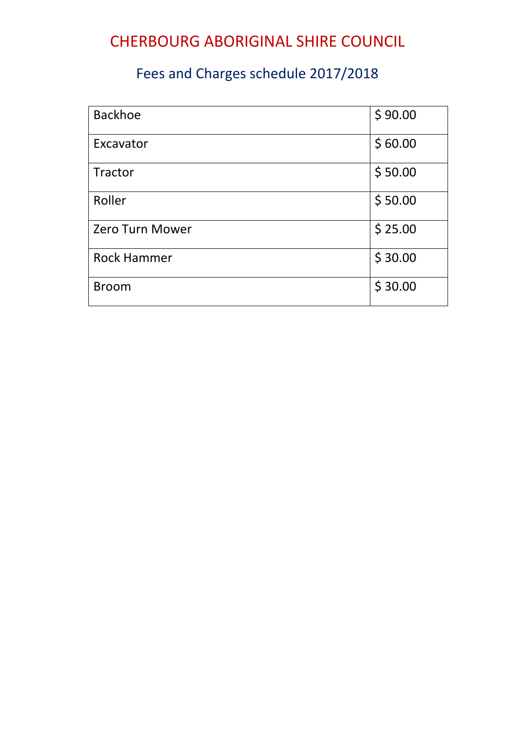# CHERBOURG ABORIGINAL SHIRE COUNCIL

## Fees and Charges schedule 2017/2018

| | |
|---|---|
| Backhoe | $ 90.00 |
| Excavator | $ 60.00 |
| Tractor | $ 50.00 |
| Roller | $ 50.00 |
| Zero Turn Mower | $ 25.00 |
| Rock Hammer | $ 30.00 |
| Broom | $ 30.00 |